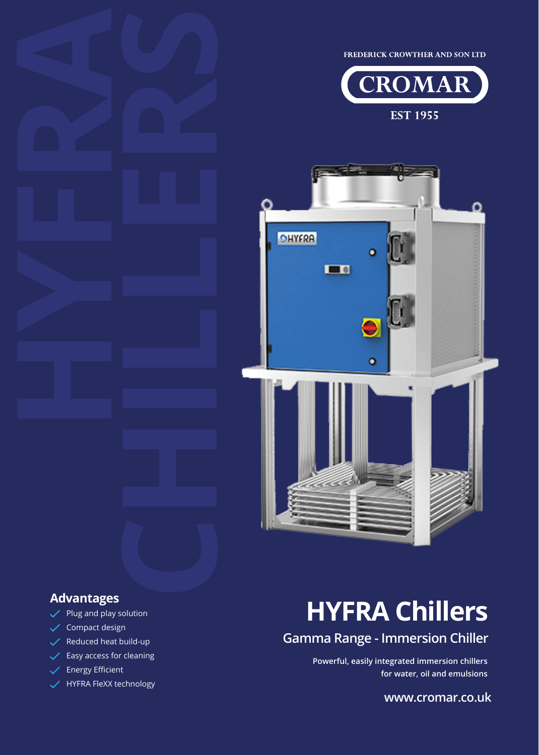FREDERICK CROWTHER AND SON LTD

CROMAR

EST 1955

# HYFRA Chillers

## Gamma Range - Immersion Chiller

Powerful, easily integrated immersion chillers for water, oil and emulsions

### Advantages

- Plug and play solution
- Compact design
- Reduced heat build-up
- Easy access for cleaning
- Energy Efficient
- HYFRA FleXX technology

www.cromar.co.uk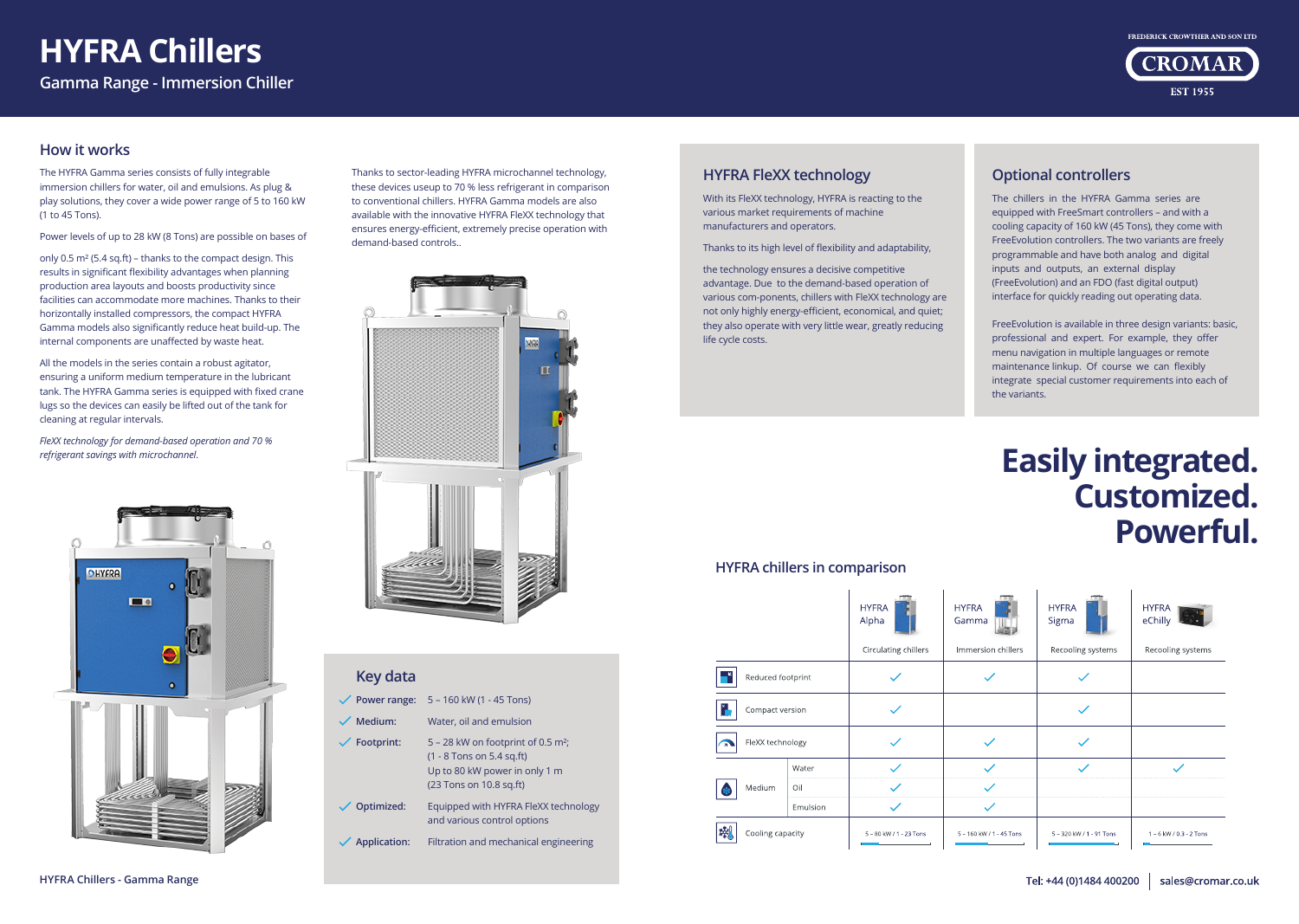# HYFRA Chillers

## Gamma Range - Immersion Chiller

### How it works

The HYFRA Gamma series consists of fully integrable immersion chillers for water, oil and emulsions. As plug & play solutions, they cover a wide power range of 5 to 160 kW (1 to 45 Tons).

Power levels of up to 28 kW (8 Tons) are possible on bases of

only 0.5 m² (5.4 sq.ft) – thanks to the compact design. This results in significant flexibility advantages when planning production area layouts and boosts productivity since facilities can accommodate more machines. Thanks to their horizontally installed compressors, the compact HYFRA Gamma models also significantly reduce heat build-up. The internal components are unaffected by waste heat.

All the models in the series contain a robust agitator, ensuring a uniform medium temperature in the lubricant tank. The HYFRA Gamma series is equipped with fixed crane lugs so the devices can easily be lifted out of the tank for cleaning at regular intervals.

*FleXX technology for demand-based operation and 70 % refrigerant savings with microchannel.*

Thanks to sector-leading HYFRA microchannel technology, these devices useup to 70 % less refrigerant in comparison to conventional chillers. HYFRA Gamma models are also available with the innovative HYFRA FleXX technology that ensures energy-efficient, extremely precise operation with demand-based controls..

### Key data

| | |
|---|---|
| ✓ Power range: | 5 – 160 kW (1 - 45 Tons) |
| ✓ Medium: | Water, oil and emulsion |
| ✓ Footprint: | 5 – 28 kW on footprint of 0.5 m²; (1 - 8 Tons on 5.4 sq.ft) Up to 80 kW power in only 1 m (23 Tons on 10.8 sq.ft) |
| ✓ Optimized: | Equipped with HYFRA FleXX technology and various control options |
| ✓ Application: | Filtration and mechanical engineering |

### HYFRA FleXX technology

With its FleXX technology, HYFRA is reacting to the various market requirements of machine manufacturers and operators.

Thanks to its high level of flexibility and adaptability,

the technology ensures a decisive competitive advantage. Due to the demand-based operation of various com-ponents, chillers with FleXX technology are not only highly energy-efficient, economical, and quiet; they also operate with very little wear, greatly reducing life cycle costs.

### Optional controllers

The chillers in the HYFRA Gamma series are equipped with FreeSmart controllers – and with a cooling capacity of 160 kW (45 Tons), they come with FreeEvolution controllers. The two variants are freely programmable and have both analog and digital inputs and outputs, an external display (FreeEvolution) and an FDO (fast digital output) interface for quickly reading out operating data.

FreeEvolution is available in three design variants: basic, professional and expert. For example, they offer menu navigation in multiple languages or remote maintenance linkup. Of course we can flexibly integrate special customer requirements into each of the variants.

# Easily integrated. Customized. Powerful.

### HYFRA chillers in comparison

| | | HYFRA Alpha<br>Circulating chillers | HYFRA Gamma<br>Immersion chillers | HYFRA Sigma<br>Recooling systems | HYFRA eChilly<br>Recooling systems |
|---|---|---|---|---|---|
| Reduced footprint | | ✓ | ✓ | ✓ | |
| Compact version | | ✓ | | ✓ | |
| FleXX technology | | ✓ | ✓ | ✓ | |
| Medium | Water | ✓ | ✓ | ✓ | ✓ |
| | Oil | ✓ | ✓ | | |
| | Emulsion | ✓ | ✓ | | |
| Cooling capacity | | 5 – 80 kW / 1 - 23 Tons | 5 – 160 kW / 1 - 45 Tons | 5 – 320 kW / 1 - 91 Tons | 1 – 6 kW / 0.3 - 2 Tons |

HYFRA Chillers - Gamma Range

Tel: +44 (0)1484 400200 | sales@cromar.co.uk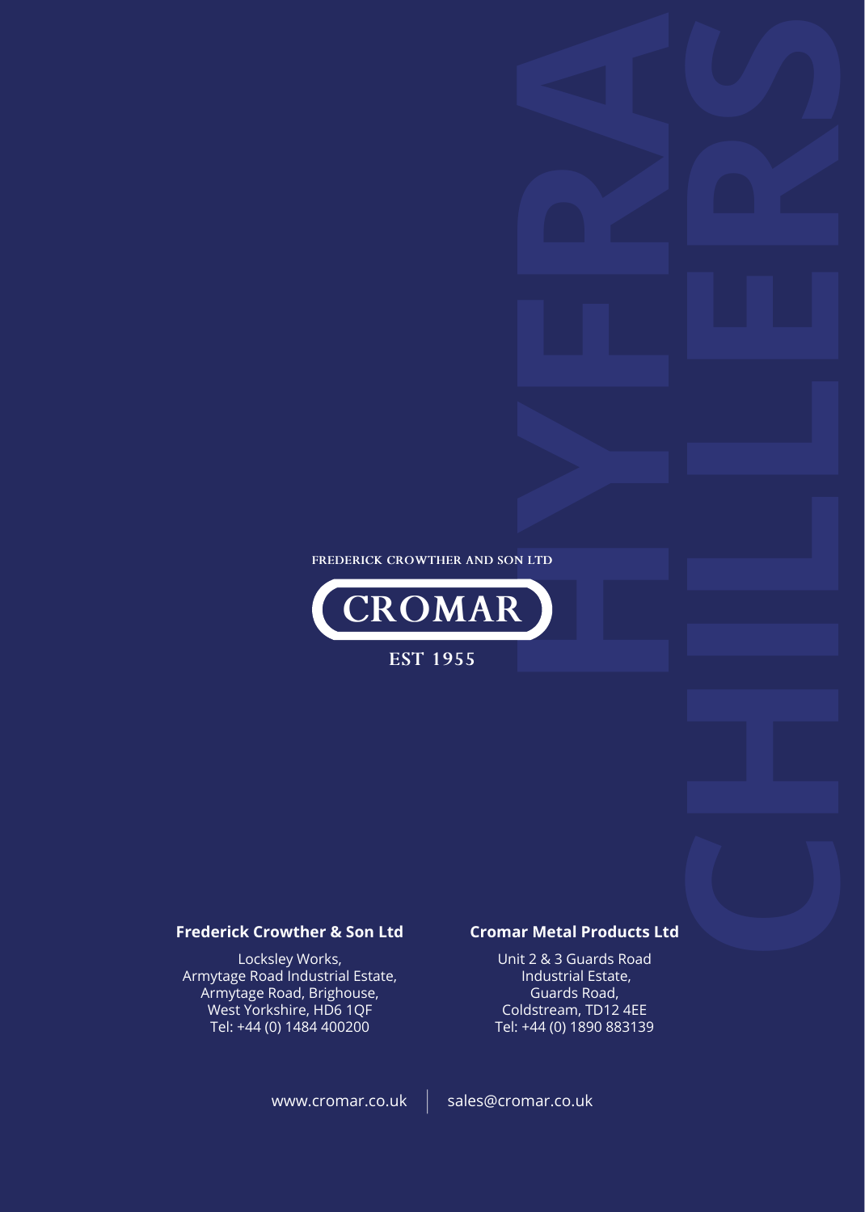FREDERICK CROWTHER AND SON LTD

CROMAR

EST 1955

HYFERA

CHILLERS

**Frederick Crowther & Son Ltd**

Locksley Works,
Armytage Road Industrial Estate,
Armytage Road, Brighouse,
West Yorkshire, HD6 1QF
Tel: +44 (0) 1484 400200

**Cromar Metal Products Ltd**

Unit 2 & 3 Guards Road
Industrial Estate,
Guards Road,
Coldstream, TD12 4EE
Tel: +44 (0) 1890 883139

www.cromar.co.uk | sales@cromar.co.uk